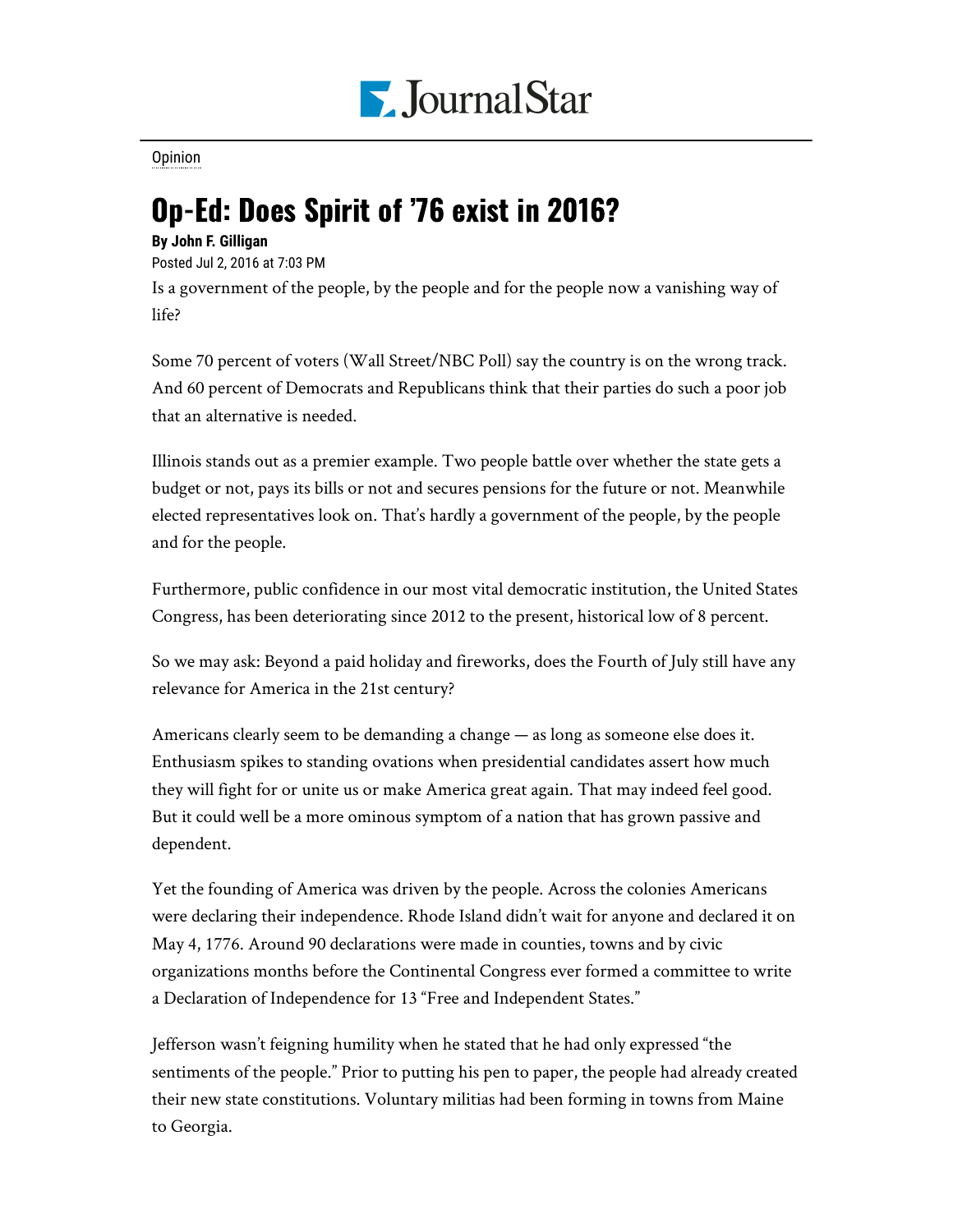Opinion

# Op-Ed: Does Spirit of '76 exist in 2016?

**By John F. Gilligan**

Posted Jul 2, 2016 at 7:03 PM

Is a government of the people, by the people and for the people now a vanishing way of life?

Some 70 percent of voters (Wall Street/NBC Poll) say the country is on the wrong track. And 60 percent of Democrats and Republicans think that their parties do such a poor job that an alternative is needed.

Illinois stands out as a premier example. Two people battle over whether the state gets a budget or not, pays its bills or not and secures pensions for the future or not. Meanwhile elected representatives look on. That's hardly a government of the people, by the people and for the people.

Furthermore, public confidence in our most vital democratic institution, the United States Congress, has been deteriorating since 2012 to the present, historical low of 8 percent.

So we may ask: Beyond a paid holiday and fireworks, does the Fourth of July still have any relevance for America in the 21st century?

Americans clearly seem to be demanding a change — as long as someone else does it. Enthusiasm spikes to standing ovations when presidential candidates assert how much they will fight for or unite us or make America great again. That may indeed feel good. But it could well be a more ominous symptom of a nation that has grown passive and dependent.

Yet the founding of America was driven by the people. Across the colonies Americans were declaring their independence. Rhode Island didn't wait for anyone and declared it on May 4, 1776. Around 90 declarations were made in counties, towns and by civic organizations months before the Continental Congress ever formed a committee to write a Declaration of Independence for 13 "Free and Independent States."

Jefferson wasn't feigning humility when he stated that he had only expressed "the sentiments of the people." Prior to putting his pen to paper, the people had already created their new state constitutions. Voluntary militias had been forming in towns from Maine to Georgia.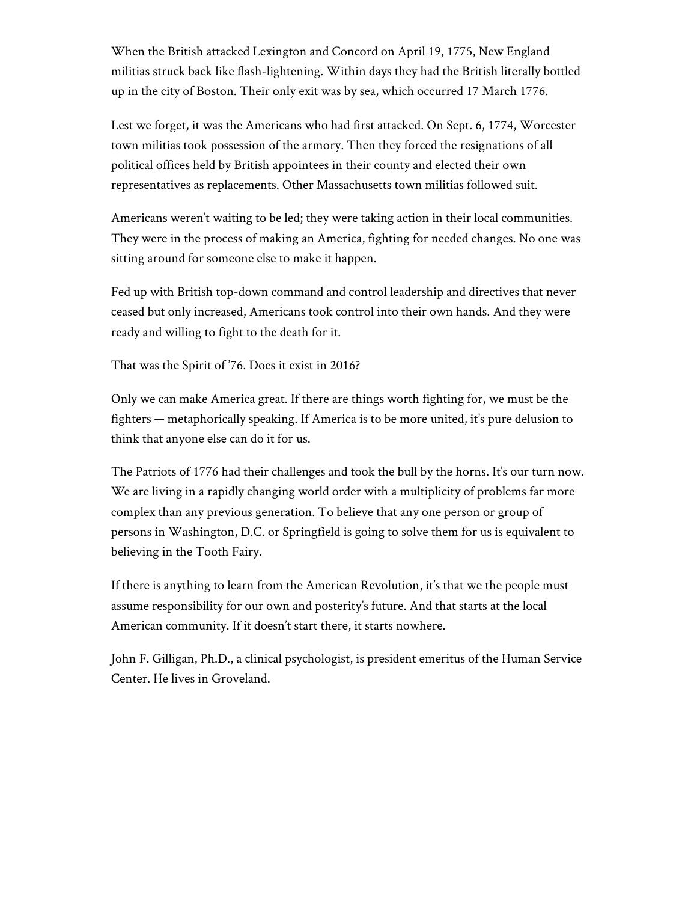When the British attacked Lexington and Concord on April 19, 1775, New England militias struck back like flash-lightening. Within days they had the British literally bottled up in the city of Boston. Their only exit was by sea, which occurred 17 March 1776.

Lest we forget, it was the Americans who had first attacked. On Sept. 6, 1774, Worcester town militias took possession of the armory. Then they forced the resignations of all political offices held by British appointees in their county and elected their own representatives as replacements. Other Massachusetts town militias followed suit.

Americans weren't waiting to be led; they were taking action in their local communities. They were in the process of making an America, fighting for needed changes. No one was sitting around for someone else to make it happen.

Fed up with British top-down command and control leadership and directives that never ceased but only increased, Americans took control into their own hands. And they were ready and willing to fight to the death for it.

That was the Spirit of '76. Does it exist in 2016?

Only we can make America great. If there are things worth fighting for, we must be the fighters — metaphorically speaking. If America is to be more united, it's pure delusion to think that anyone else can do it for us.

The Patriots of 1776 had their challenges and took the bull by the horns. It's our turn now. We are living in a rapidly changing world order with a multiplicity of problems far more complex than any previous generation. To believe that any one person or group of persons in Washington, D.C. or Springfield is going to solve them for us is equivalent to believing in the Tooth Fairy.

If there is anything to learn from the American Revolution, it's that we the people must assume responsibility for our own and posterity's future. And that starts at the local American community. If it doesn't start there, it starts nowhere.

John F. Gilligan, Ph.D., a clinical psychologist, is president emeritus of the Human Service Center. He lives in Groveland.